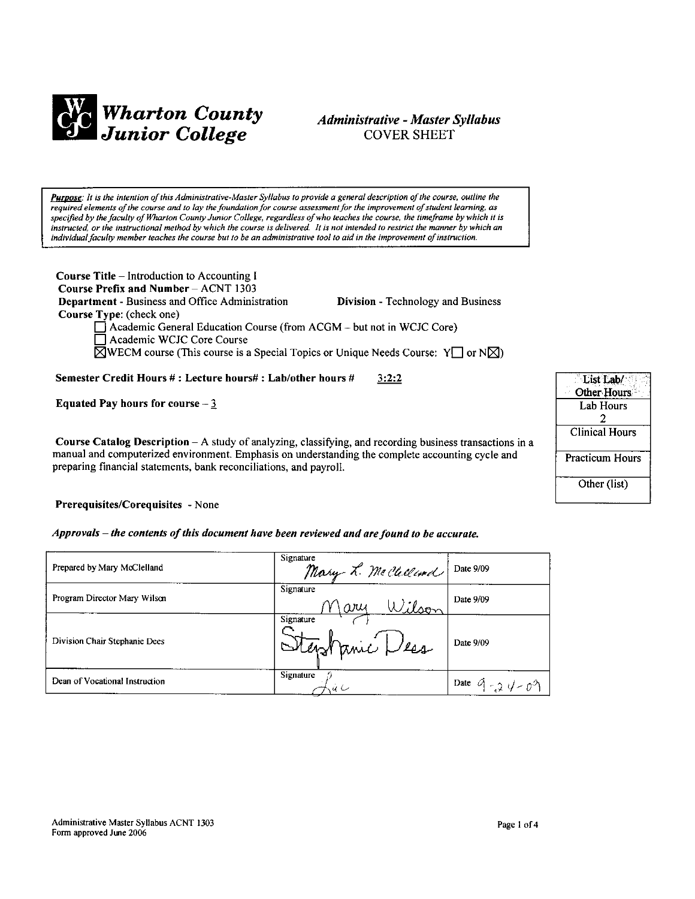# Wharton County Junior College

## *Administrative - Master Syllabus*
## COVER SHEET

*<u>**Purpose**</u>: It is the intention of this Administrative-Master Syllabus to provide a general description of the course, outline the required elements of the course and to lay the foundation for course assessment for the improvement of student learning, as specified by the faculty of Wharton County Junior College, regardless of who teaches the course, the timeframe by which it is instructed, or the instructional method by which the course is delivered. It is not intended to restrict the manner by which an individual faculty member teaches the course but to be an administrative tool to aid in the improvement of instruction.*

**Course Title** – Introduction to Accounting I
**Course Prefix and Number** – ACNT 1303
**Department** - Business and Office Administration **Division** - Technology and Business
**Course Type**: (check one)

- ☐ Academic General Education Course (from ACGM – but not in WCJC Core)
- ☐ Academic WCJC Core Course
- ☒ WECM course (This course is a Special Topics or Unique Needs Course: Y☐ or N☒)

**Semester Credit Hours # : Lecture hours# : Lab/other hours #** <u>3:2:2</u>

**Equated Pay hours for course** – <u>3</u>

| List Lab/ Other Hours |
|---|
| Lab Hours 2 |
| Clinical Hours |
| Practicum Hours |
| Other (list) |

**Course Catalog Description** – A study of analyzing, classifying, and recording business transactions in a manual and computerized environment. Emphasis on understanding the complete accounting cycle and preparing financial statements, bank reconciliations, and payroll.

**Prerequisites/Corequisites** - None

***Approvals – the contents of this document have been reviewed and are found to be accurate.***

| | | |
|---|---|---|
| Prepared by Mary McClelland | Signature Mary L. McClelland | Date 9/09 |
| Program Director Mary Wilson | Signature Mary Wilson | Date 9/09 |
| Division Chair Stephanie Dees | Signature Stephanie Dees | Date 9/09 |
| Dean of Vocational Instruction | Signature Luc | Date 9-24-09 |

Administrative Master Syllabus ACNT 1303
Form approved June 2006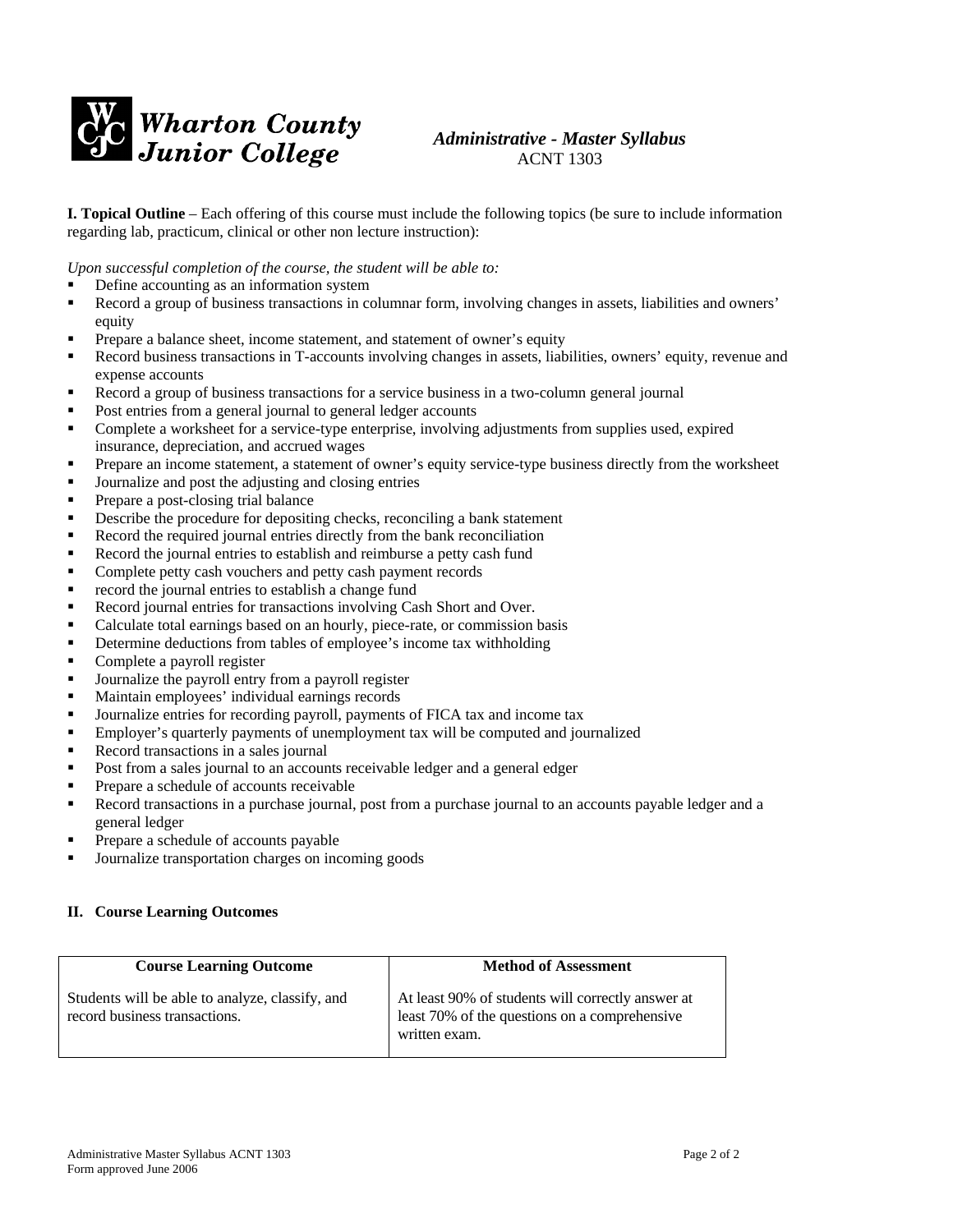**Wharton County Junior College**

***Administrative - Master Syllabus***
ACNT 1303

**I. Topical Outline** – Each offering of this course must include the following topics (be sure to include information regarding lab, practicum, clinical or other non lecture instruction):

*Upon successful completion of the course, the student will be able to:*

- Define accounting as an information system
- Record a group of business transactions in columnar form, involving changes in assets, liabilities and owners' equity
- Prepare a balance sheet, income statement, and statement of owner's equity
- Record business transactions in T-accounts involving changes in assets, liabilities, owners' equity, revenue and expense accounts
- Record a group of business transactions for a service business in a two-column general journal
- Post entries from a general journal to general ledger accounts
- Complete a worksheet for a service-type enterprise, involving adjustments from supplies used, expired insurance, depreciation, and accrued wages
- Prepare an income statement, a statement of owner's equity service-type business directly from the worksheet
- Journalize and post the adjusting and closing entries
- Prepare a post-closing trial balance
- Describe the procedure for depositing checks, reconciling a bank statement
- Record the required journal entries directly from the bank reconciliation
- Record the journal entries to establish and reimburse a petty cash fund
- Complete petty cash vouchers and petty cash payment records
- record the journal entries to establish a change fund
- Record journal entries for transactions involving Cash Short and Over.
- Calculate total earnings based on an hourly, piece-rate, or commission basis
- Determine deductions from tables of employee's income tax withholding
- Complete a payroll register
- Journalize the payroll entry from a payroll register
- Maintain employees' individual earnings records
- Journalize entries for recording payroll, payments of FICA tax and income tax
- Employer's quarterly payments of unemployment tax will be computed and journalized
- Record transactions in a sales journal
- Post from a sales journal to an accounts receivable ledger and a general edger
- Prepare a schedule of accounts receivable
- Record transactions in a purchase journal, post from a purchase journal to an accounts payable ledger and a general ledger
- Prepare a schedule of accounts payable
- Journalize transportation charges on incoming goods

**II. Course Learning Outcomes**

| Course Learning Outcome | Method of Assessment |
|---|---|
| Students will be able to analyze, classify, and record business transactions. | At least 90% of students will correctly answer at least 70% of the questions on a comprehensive written exam. |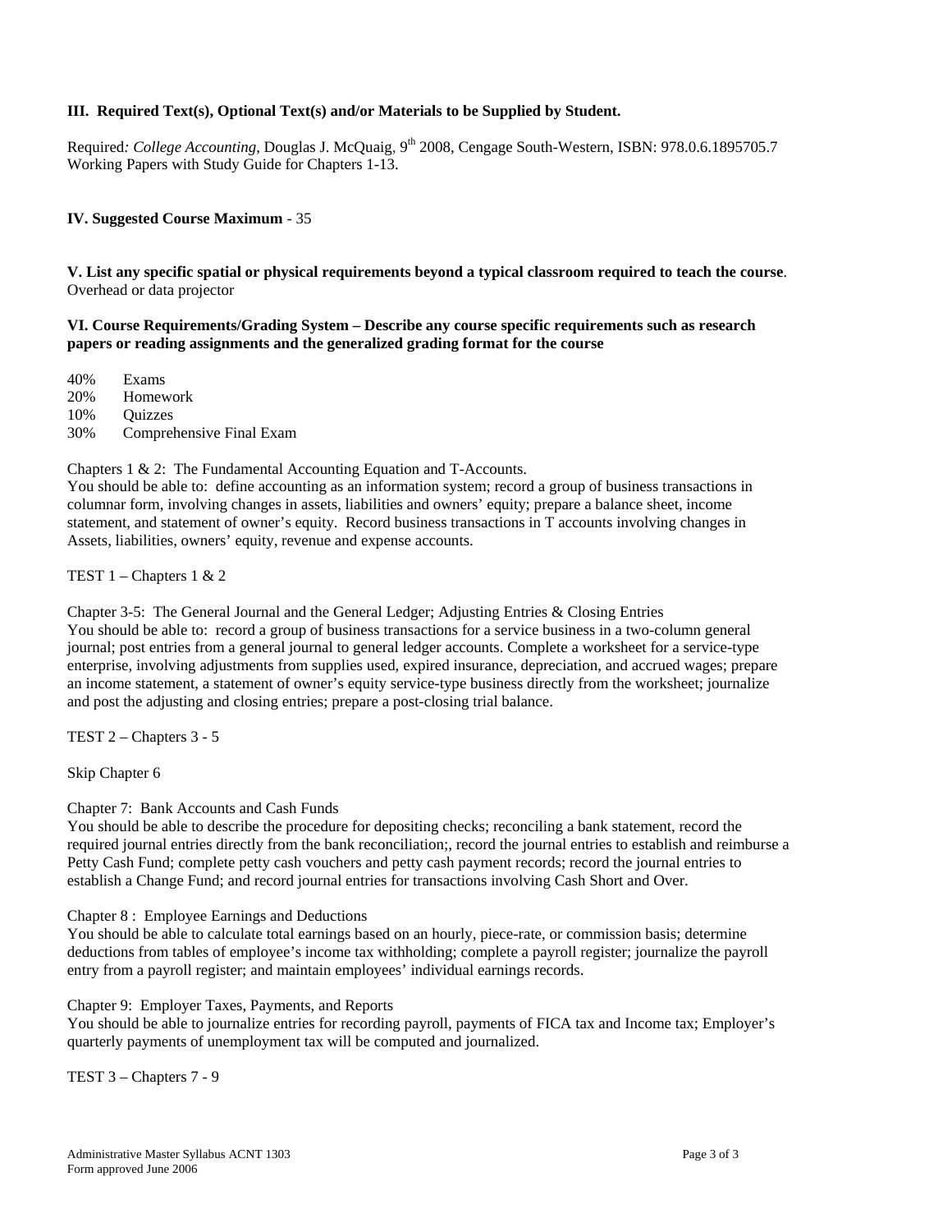**III. Required Text(s), Optional Text(s) and/or Materials to be Supplied by Student.**

Required*: College Accounting*, Douglas J. McQuaig, 9th 2008, Cengage South-Western, ISBN: 978.0.6.1895705.7 Working Papers with Study Guide for Chapters 1-13.

**IV. Suggested Course Maximum** - 35

**V. List any specific spatial or physical requirements beyond a typical classroom required to teach the course**.
Overhead or data projector

**VI. Course Requirements/Grading System – Describe any course specific requirements such as research papers or reading assignments and the generalized grading format for the course**

| | |
|---|---|
| 40% | Exams |
| 20% | Homework |
| 10% | Quizzes |
| 30% | Comprehensive Final Exam |

Chapters 1 & 2: The Fundamental Accounting Equation and T-Accounts.
You should be able to: define accounting as an information system; record a group of business transactions in columnar form, involving changes in assets, liabilities and owners' equity; prepare a balance sheet, income statement, and statement of owner's equity. Record business transactions in T accounts involving changes in Assets, liabilities, owners' equity, revenue and expense accounts.

TEST 1 – Chapters 1 & 2

Chapter 3-5: The General Journal and the General Ledger; Adjusting Entries & Closing Entries
You should be able to: record a group of business transactions for a service business in a two-column general journal; post entries from a general journal to general ledger accounts. Complete a worksheet for a service-type enterprise, involving adjustments from supplies used, expired insurance, depreciation, and accrued wages; prepare an income statement, a statement of owner's equity service-type business directly from the worksheet; journalize and post the adjusting and closing entries; prepare a post-closing trial balance.

TEST 2 – Chapters 3 - 5

Skip Chapter 6

Chapter 7: Bank Accounts and Cash Funds
You should be able to describe the procedure for depositing checks; reconciling a bank statement, record the required journal entries directly from the bank reconciliation;, record the journal entries to establish and reimburse a Petty Cash Fund; complete petty cash vouchers and petty cash payment records; record the journal entries to establish a Change Fund; and record journal entries for transactions involving Cash Short and Over.

Chapter 8 : Employee Earnings and Deductions
You should be able to calculate total earnings based on an hourly, piece-rate, or commission basis; determine deductions from tables of employee's income tax withholding; complete a payroll register; journalize the payroll entry from a payroll register; and maintain employees' individual earnings records.

Chapter 9: Employer Taxes, Payments, and Reports
You should be able to journalize entries for recording payroll, payments of FICA tax and Income tax; Employer's quarterly payments of unemployment tax will be computed and journalized.

TEST 3 – Chapters 7 - 9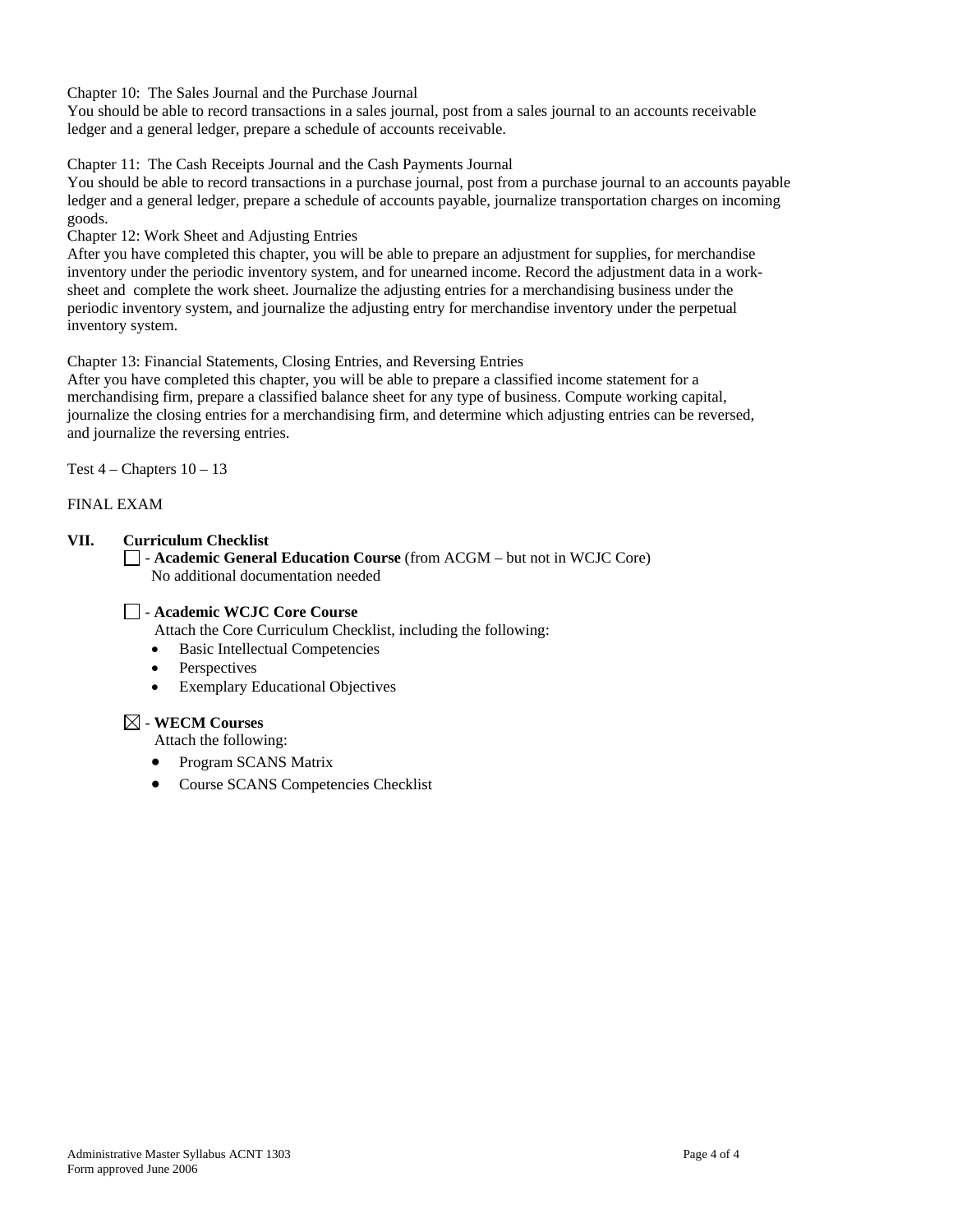Chapter 10: The Sales Journal and the Purchase Journal
You should be able to record transactions in a sales journal, post from a sales journal to an accounts receivable ledger and a general ledger, prepare a schedule of accounts receivable.

Chapter 11: The Cash Receipts Journal and the Cash Payments Journal
You should be able to record transactions in a purchase journal, post from a purchase journal to an accounts payable ledger and a general ledger, prepare a schedule of accounts payable, journalize transportation charges on incoming goods.

Chapter 12: Work Sheet and Adjusting Entries
After you have completed this chapter, you will be able to prepare an adjustment for supplies, for merchandise inventory under the periodic inventory system, and for unearned income. Record the adjustment data in a work-sheet and complete the work sheet. Journalize the adjusting entries for a merchandising business under the periodic inventory system, and journalize the adjusting entry for merchandise inventory under the perpetual inventory system.

Chapter 13: Financial Statements, Closing Entries, and Reversing Entries
After you have completed this chapter, you will be able to prepare a classified income statement for a merchandising firm, prepare a classified balance sheet for any type of business. Compute working capital, journalize the closing entries for a merchandising firm, and determine which adjusting entries can be reversed, and journalize the reversing entries.

Test 4 – Chapters 10 – 13

FINAL EXAM

## VII. Curriculum Checklist

☐ - **Academic General Education Course** (from ACGM – but not in WCJC Core)
No additional documentation needed

☐ - **Academic WCJC Core Course**
Attach the Core Curriculum Checklist, including the following:

- Basic Intellectual Competencies
- Perspectives
- Exemplary Educational Objectives

☒ - **WECM Courses**
Attach the following:

- Program SCANS Matrix
- Course SCANS Competencies Checklist